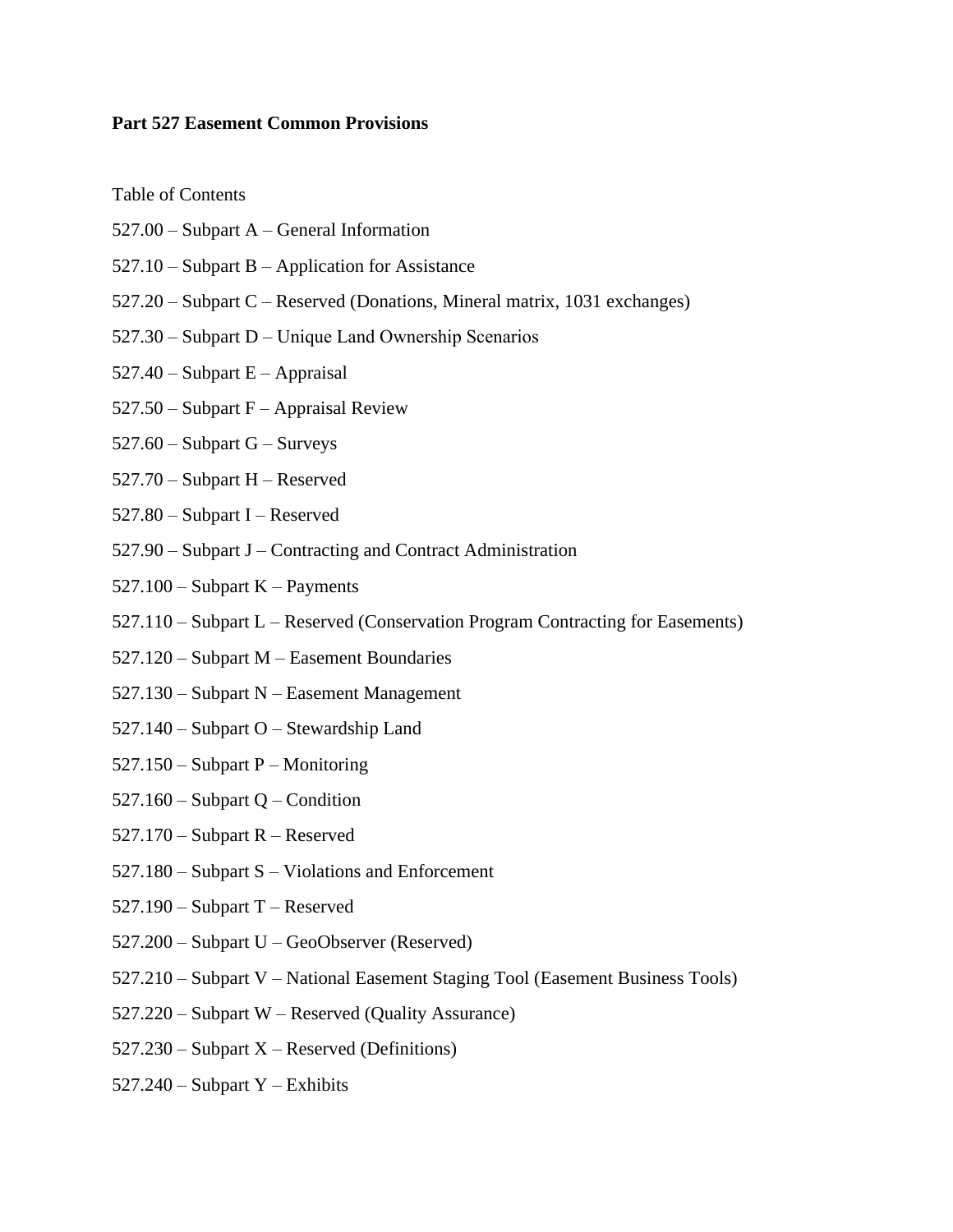**Part 527 Easement Common Provisions**

Table of Contents

527.00 – Subpart A – General Information

527.10 – Subpart B – Application for Assistance

527.20 – Subpart C – Reserved (Donations, Mineral matrix, 1031 exchanges)

527.30 – Subpart D – Unique Land Ownership Scenarios

527.40 – Subpart E – Appraisal

527.50 – Subpart F – Appraisal Review

527.60 – Subpart G – Surveys

527.70 – Subpart H – Reserved

527.80 – Subpart I – Reserved

527.90 – Subpart J – Contracting and Contract Administration

527.100 – Subpart K – Payments

527.110 – Subpart L – Reserved (Conservation Program Contracting for Easements)

527.120 – Subpart M – Easement Boundaries

527.130 – Subpart N – Easement Management

527.140 – Subpart O – Stewardship Land

527.150 – Subpart P – Monitoring

527.160 – Subpart Q – Condition

527.170 – Subpart R – Reserved

527.180 – Subpart S – Violations and Enforcement

527.190 – Subpart T – Reserved

527.200 – Subpart U – GeoObserver (Reserved)

527.210 – Subpart V – National Easement Staging Tool (Easement Business Tools)

527.220 – Subpart W – Reserved (Quality Assurance)

527.230 – Subpart X – Reserved (Definitions)

527.240 – Subpart Y – Exhibits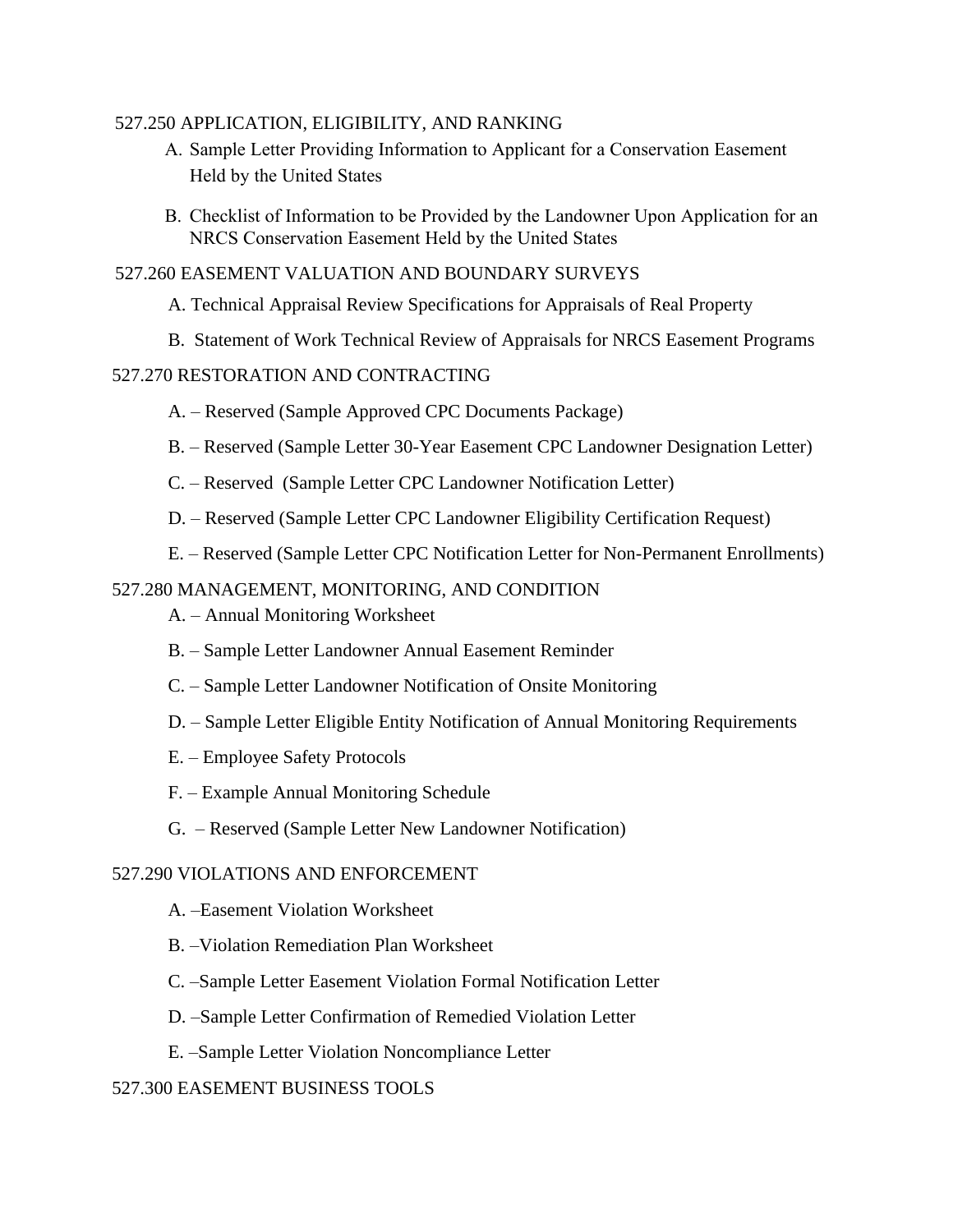527.250 APPLICATION, ELIGIBILITY, AND RANKING

A. Sample Letter Providing Information to Applicant for a Conservation Easement Held by the United States

B. Checklist of Information to be Provided by the Landowner Upon Application for an NRCS Conservation Easement Held by the United States

527.260 EASEMENT VALUATION AND BOUNDARY SURVEYS

A. Technical Appraisal Review Specifications for Appraisals of Real Property

B. Statement of Work Technical Review of Appraisals for NRCS Easement Programs

527.270 RESTORATION AND CONTRACTING

A. – Reserved (Sample Approved CPC Documents Package)

B. – Reserved (Sample Letter 30-Year Easement CPC Landowner Designation Letter)

C. – Reserved (Sample Letter CPC Landowner Notification Letter)

D. – Reserved (Sample Letter CPC Landowner Eligibility Certification Request)

E. – Reserved (Sample Letter CPC Notification Letter for Non-Permanent Enrollments)

527.280 MANAGEMENT, MONITORING, AND CONDITION

A. – Annual Monitoring Worksheet

B. – Sample Letter Landowner Annual Easement Reminder

C. – Sample Letter Landowner Notification of Onsite Monitoring

D. – Sample Letter Eligible Entity Notification of Annual Monitoring Requirements

E. – Employee Safety Protocols

F. – Example Annual Monitoring Schedule

G. – Reserved (Sample Letter New Landowner Notification)

527.290 VIOLATIONS AND ENFORCEMENT

A. –Easement Violation Worksheet

B. –Violation Remediation Plan Worksheet

C. –Sample Letter Easement Violation Formal Notification Letter

D. –Sample Letter Confirmation of Remedied Violation Letter

E. –Sample Letter Violation Noncompliance Letter

527.300 EASEMENT BUSINESS TOOLS